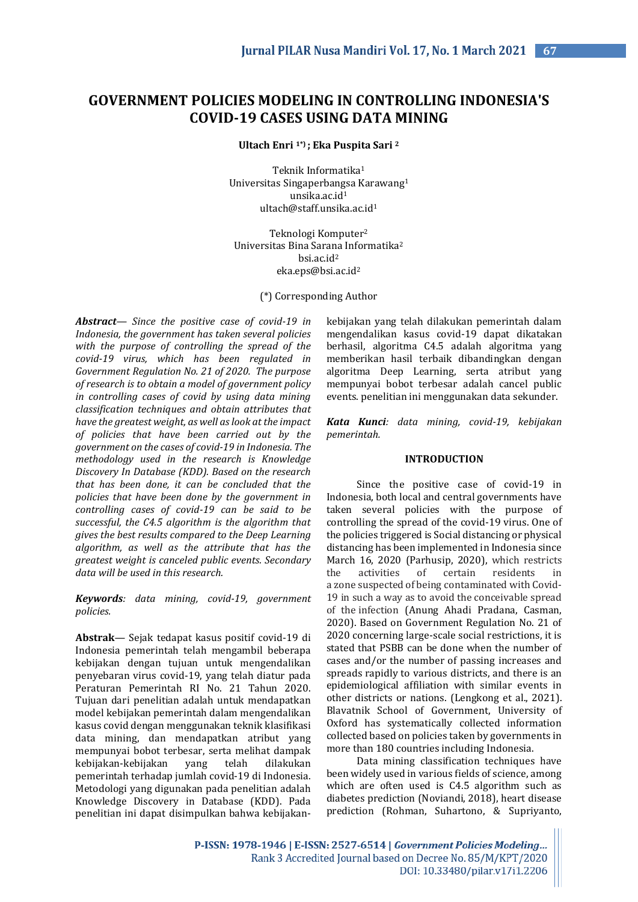# GOVERNMENT POLICIES MODELING IN CONTROLLING INDONESIA'S COVID-19 CASES USING DATA MINING

**Ultach Enri [1*] ; Eka Puspita Sari [2]**

Teknik Informatika[1]
Universitas Singaperbangsa Karawang[1]
unsika.ac.id[1]
ultach@staff.unsika.ac.id[1]

Teknologi Komputer[2]
Universitas Bina Sarana Informatika[2]
bsi.ac.id[2]
eka.eps@bsi.ac.id[2]

(*) Corresponding Author

***Abstract***— *Since the positive case of covid-19 in Indonesia, the government has taken several policies with the purpose of controlling the spread of the covid-19 virus, which has been regulated in Government Regulation No. 21 of 2020. The purpose of research is to obtain a model of government policy in controlling cases of covid by using data mining classification techniques and obtain attributes that have the greatest weight, as well as look at the impact of policies that have been carried out by the government on the cases of covid-19 in Indonesia. The methodology used in the research is Knowledge Discovery In Database (KDD). Based on the research that has been done, it can be concluded that the policies that have been done by the government in controlling cases of covid-19 can be said to be successful, the C4.5 algorithm is the algorithm that gives the best results compared to the Deep Learning algorithm, as well as the attribute that has the greatest weight is canceled public events. Secondary data will be used in this research.*

***Keywords****: data mining, covid-19, government policies.*

**Abstrak**— Sejak tedapat kasus positif covid-19 di Indonesia pemerintah telah mengambil beberapa kebijakan dengan tujuan untuk mengendalikan penyebaran virus covid-19, yang telah diatur pada Peraturan Pemerintah RI No. 21 Tahun 2020. Tujuan dari penelitian adalah untuk mendapatkan model kebijakan pemerintah dalam mengendalikan kasus covid dengan menggunakan teknik klasifikasi data mining, dan mendapatkan atribut yang mempunyai bobot terbesar, serta melihat dampak kebijakan-kebijakan yang telah dilakukan pemerintah terhadap jumlah covid-19 di Indonesia. Metodologi yang digunakan pada penelitian adalah Knowledge Discovery in Database (KDD). Pada penelitian ini dapat disimpulkan bahwa kebijakan-kebijakan yang telah dilakukan pemerintah dalam mengendalikan kasus covid-19 dapat dikatakan berhasil, algoritma C4.5 adalah algoritma yang memberikan hasil terbaik dibandingkan dengan algoritma Deep Learning, serta atribut yang mempunyai bobot terbesar adalah cancel public events. penelitian ini menggunakan data sekunder.

***Kata Kunci****: data mining, covid-19, kebijakan pemerintah.*

## INTRODUCTION

Since the positive case of covid-19 in Indonesia, both local and central governments have taken several policies with the purpose of controlling the spread of the covid-19 virus. One of the policies triggered is Social distancing or physical distancing has been implemented in Indonesia since March 16, 2020 (Parhusip, 2020), which restricts the activities of certain residents in a zone suspected of being contaminated with Covid-19 in such a way as to avoid the conceivable spread of the infection (Anung Ahadi Pradana, Casman, 2020). Based on Government Regulation No. 21 of 2020 concerning large-scale social restrictions, it is stated that PSBB can be done when the number of cases and/or the number of passing increases and spreads rapidly to various districts, and there is an epidemiological affiliation with similar events in other districts or nations. (Lengkong et al., 2021). Blavatnik School of Government, University of Oxford has systematically collected information collected based on policies taken by governments in more than 180 countries including Indonesia.

Data mining classification techniques have been widely used in various fields of science, among which are often used is C4.5 algorithm such as diabetes prediction (Noviandi, 2018), heart disease prediction (Rohman, Suhartono, & Supriyanto,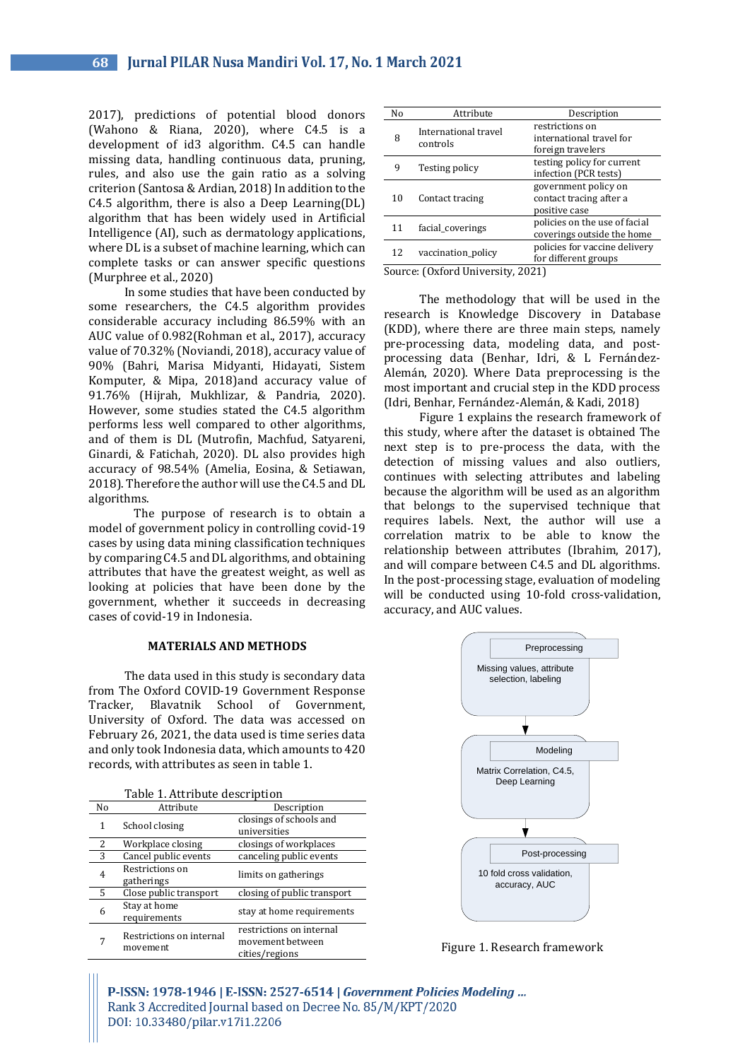2017), predictions of potential blood donors (Wahono & Riana, 2020), where C4.5 is a development of id3 algorithm. C4.5 can handle missing data, handling continuous data, pruning, rules, and also use the gain ratio as a solving criterion (Santosa & Ardian, 2018) In addition to the C4.5 algorithm, there is also a Deep Learning(DL) algorithm that has been widely used in Artificial Intelligence (AI), such as dermatology applications, where DL is a subset of machine learning, which can complete tasks or can answer specific questions (Murphree et al., 2020)

In some studies that have been conducted by some researchers, the C4.5 algorithm provides considerable accuracy including 86.59% with an AUC value of 0.982(Rohman et al., 2017), accuracy value of 70.32% (Noviandi, 2018), accuracy value of 90% (Bahri, Marisa Midyanti, Hidayati, Sistem Komputer, & Mipa, 2018)and accuracy value of 91.76% (Hijrah, Mukhlizar, & Pandria, 2020). However, some studies stated the C4.5 algorithm performs less well compared to other algorithms, and of them is DL (Mutrofin, Machfud, Satyareni, Ginardi, & Fatichah, 2020). DL also provides high accuracy of 98.54% (Amelia, Eosina, & Setiawan, 2018). Therefore the author will use the C4.5 and DL algorithms.

The purpose of research is to obtain a model of government policy in controlling covid-19 cases by using data mining classification techniques by comparing C4.5 and DL algorithms, and obtaining attributes that have the greatest weight, as well as looking at policies that have been done by the government, whether it succeeds in decreasing cases of covid-19 in Indonesia.

## MATERIALS AND METHODS

The data used in this study is secondary data from The Oxford COVID-19 Government Response Tracker, Blavatnik School of Government, University of Oxford. The data was accessed on February 26, 2021, the data used is time series data and only took Indonesia data, which amounts to 420 records, with attributes as seen in table 1.

Table 1. Attribute description

| No | Attribute | Description |
|---|---|---|
| 1 | School closing | closings of schools and universities |
| 2 | Workplace closing | closings of workplaces |
| 3 | Cancel public events | canceling public events |
| 4 | Restrictions on gatherings | limits on gatherings |
| 5 | Close public transport | closing of public transport |
| 6 | Stay at home requirements | stay at home requirements |
| 7 | Restrictions on internal movement | restrictions on internal movement between cities/regions |
| 8 | International travel controls | restrictions on international travel for foreign travelers |
| 9 | Testing policy | testing policy for current infection (PCR tests) |
| 10 | Contact tracing | government policy on contact tracing after a positive case |
| 11 | facial_coverings | policies on the use of facial coverings outside the home |
| 12 | vaccination_policy | policies for vaccine delivery for different groups |

Source: (Oxford University, 2021)

The methodology that will be used in the research is Knowledge Discovery in Database (KDD), where there are three main steps, namely pre-processing data, modeling data, and post-processing data (Benhar, Idri, & L Fernández-Alemán, 2020). Where Data preprocessing is the most important and crucial step in the KDD process (Idri, Benhar, Fernández-Alemán, & Kadi, 2018)

Figure 1 explains the research framework of this study, where after the dataset is obtained The next step is to pre-process the data, with the detection of missing values and also outliers, continues with selecting attributes and labeling because the algorithm will be used as an algorithm that belongs to the supervised technique that requires labels. Next, the author will use a correlation matrix to be able to know the relationship between attributes (Ibrahim, 2017), and will compare between C4.5 and DL algorithms. In the post-processing stage, evaluation of modeling will be conducted using 10-fold cross-validation, accuracy, and AUC values.

Preprocessing: Missing values, attribute selection, labeling

Modeling: Matrix Correlation, C4.5, Deep Learning

Post-processing: 10 fold cross validation, accuracy, AUC

Figure 1. Research framework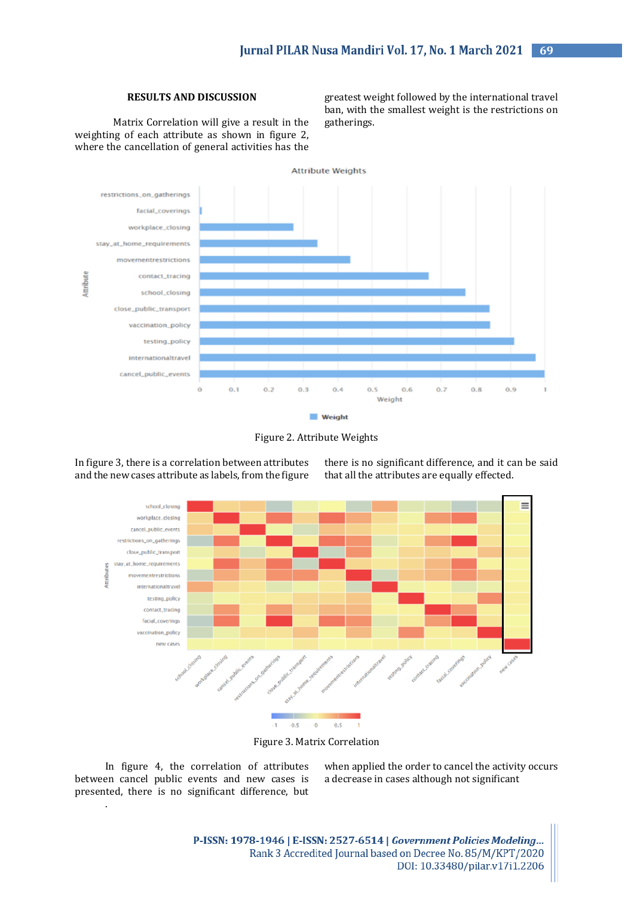## RESULTS AND DISCUSSION

Matrix Correlation will give a result in the weighting of each attribute as shown in figure 2, where the cancellation of general activities has the greatest weight followed by the international travel ban, with the smallest weight is the restrictions on gatherings.

Figure 2. Attribute Weights

In figure 3, there is a correlation between attributes and the new cases attribute as labels, from the figure there is no significant difference, and it can be said that all the attributes are equally effected.

Figure 3. Matrix Correlation

In figure 4, the correlation of attributes between cancel public events and new cases is presented, there is no significant difference, but when applied the order to cancel the activity occurs a decrease in cases although not significant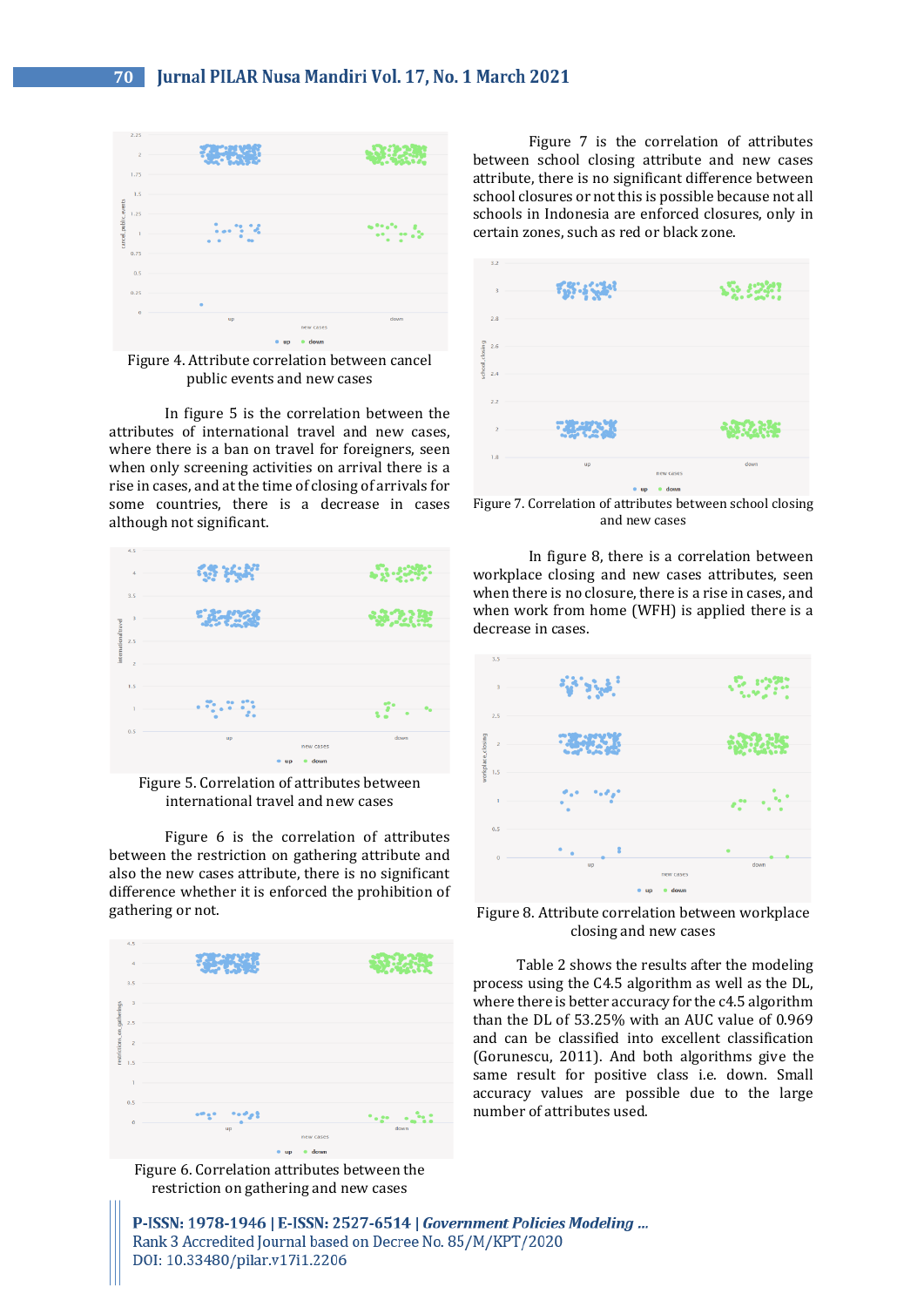Figure 4. Attribute correlation between cancel public events and new cases

In figure 5 is the correlation between the attributes of international travel and new cases, where there is a ban on travel for foreigners, seen when only screening activities on arrival there is a rise in cases, and at the time of closing of arrivals for some countries, there is a decrease in cases although not significant.

Figure 5. Correlation of attributes between international travel and new cases

Figure 6 is the correlation of attributes between the restriction on gathering attribute and also the new cases attribute, there is no significant difference whether it is enforced the prohibition of gathering or not.

Figure 6. Correlation attributes between the restriction on gathering and new cases

Figure 7 is the correlation of attributes between school closing attribute and new cases attribute, there is no significant difference between school closures or not this is possible because not all schools in Indonesia are enforced closures, only in certain zones, such as red or black zone.

Figure 7. Correlation of attributes between school closing and new cases

In figure 8, there is a correlation between workplace closing and new cases attributes, seen when there is no closure, there is a rise in cases, and when work from home (WFH) is applied there is a decrease in cases.

Figure 8. Attribute correlation between workplace closing and new cases

Table 2 shows the results after the modeling process using the C4.5 algorithm as well as the DL, where there is better accuracy for the c4.5 algorithm than the DL of 53.25% with an AUC value of 0.969 and can be classified into excellent classification (Gorunescu, 2011). And both algorithms give the same result for positive class i.e. down. Small accuracy values are possible due to the large number of attributes used.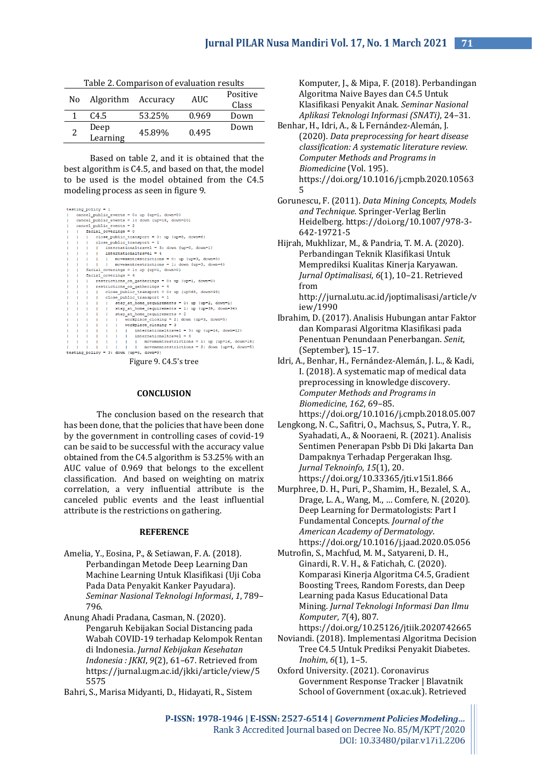Table 2. Comparison of evaluation results

| No | Algorithm | Accuracy | AUC | Positive Class |
|---|---|---|---|---|
| 1 | C4.5 | 53.25% | 0.969 | Down |
| 2 | Deep Learning | 45.89% | 0.495 | Down |

Based on table 2, and it is obtained that the best algorithm is C4.5, and based on that, the model to be used is the model obtained from the C4.5 modeling process as seen in figure 9.

```
testing_policy = 1
|   cancel_public_events = 0: up {up=1, down=0}
|   cancel_public_events = 1: down {up=18, down=20}
|   cancel_public_events = 2
|   |   facial_coverings = 0
|   |   |   close_public_transport = 0: up {up=8, down=6}
|   |   |   close_public_transport = 1
|   |   |   |   internationaltravel = 3: down {up=0, down=1}
|   |   |   |   internationaltravel = 4
|   |   |   |   |   movementrestrictions = 0: up {up=3, down=3}
|   |   |   |   |   movementrestrictions = 1: down {up=3, down=4}
|   |   facial_coverings = 1: up {up=1, down=0}
|   |   facial_coverings = 4
|   |   |   restrictions_on_gatherings = 0: up {up=1, down=0}
|   |   |   restrictions_on_gatherings = 4
|   |   |   |   close_public_transport = 0: up {up=68, down=49}
|   |   |   |   close_public_transport = 1
|   |   |   |   |   stay_at_home_requirements = 0: up {up=2, down=1}
|   |   |   |   |   stay_at_home_requirements = 1: up {up=39, down=34}
|   |   |   |   |   stay_at_home_requirements = 2
|   |   |   |   |   |   workplace_closing = 2: down {up=3, down=5}
|   |   |   |   |   |   workplace_closing = 3
|   |   |   |   |   |   |   internationaltravel = 3: up {up=16, down=12}
|   |   |   |   |   |   |   internationaltravel = 4
|   |   |   |   |   |   |   |   movementrestrictions = 1: up {up=16, down=15}
|   |   |   |   |   |   |   |   movementrestrictions = 2: down {up=4, down=5}
testing_policy = 3: down {up=6, down=9}
```

Figure 9. C4.5's tree

## CONCLUSION

The conclusion based on the research that has been done, that the policies that have been done by the government in controlling cases of covid-19 can be said to be successful with the accuracy value obtained from the C4.5 algorithm is 53.25% with an AUC value of 0.969 that belongs to the excellent classification. And based on weighting on matrix correlation, a very influential attribute is the canceled public events and the least influential attribute is the restrictions on gathering.

## REFERENCE

Amelia, Y., Eosina, P., & Setiawan, F. A. (2018). Perbandingan Metode Deep Learning Dan Machine Learning Untuk Klasifikasi (Uji Coba Pada Data Penyakit Kanker Payudara). *Seminar Nasional Teknologi Informasi*, *1*, 789–796.

Anung Ahadi Pradana, Casman, N. (2020). Pengaruh Kebijakan Social Distancing pada Wabah COVID-19 terhadap Kelompok Rentan di Indonesia. *Jurnal Kebijakan Kesehatan Indonesia : JKKI*, *9*(2), 61–67. Retrieved from https://jurnal.ugm.ac.id/jkki/article/view/55575

Bahri, S., Marisa Midyanti, D., Hidayati, R., Sistem Komputer, J., & Mipa, F. (2018). Perbandingan Algoritma Naive Bayes dan C4.5 Untuk Klasifikasi Penyakit Anak. *Seminar Nasional Aplikasi Teknologi Informasi (SNATi)*, 24–31.

Benhar, H., Idri, A., & L Fernández-Alemán, J. (2020). *Data preprocessing for heart disease classification: A systematic literature review. Computer Methods and Programs in Biomedicine* (Vol. 195). https://doi.org/10.1016/j.cmpb.2020.105635

Gorunescu, F. (2011). *Data Mining Concepts, Models and Technique*. Springer-Verlag Berlin Heidelberg. https://doi.org/10.1007/978-3-642-19721-5

Hijrah, Mukhlizar, M., & Pandria, T. M. A. (2020). Perbandingan Teknik Klasifikasi Untuk Memprediksi Kualitas Kinerja Karyawan. *Jurnal Optimalisasi*, *6*(1), 10–21. Retrieved from http://jurnal.utu.ac.id/joptimalisasi/article/view/1990

Ibrahim, D. (2017). Analisis Hubungan antar Faktor dan Komparasi Algoritma Klasifikasi pada Penentuan Penundaan Penerbangan. *Senit*, (September), 15–17.

Idri, A., Benhar, H., Fernández-Alemán, J. L., & Kadi, I. (2018). A systematic map of medical data preprocessing in knowledge discovery. *Computer Methods and Programs in Biomedicine*, *162*, 69–85. https://doi.org/10.1016/j.cmpb.2018.05.007

Lengkong, N. C., Safitri, O., Machsus, S., Putra, Y. R., Syahadati, A., & Nooraeni, R. (2021). Analisis Sentimen Penerapan Psbb Di Dki Jakarta Dan Dampaknya Terhadap Pergerakan Ihsg. *Jurnal Teknoinfo*, *15*(1), 20. https://doi.org/10.33365/jti.v15i1.866

Murphree, D. H., Puri, P., Shamim, H., Bezalel, S. A., Drage, L. A., Wang, M., … Comfere, N. (2020). Deep Learning for Dermatologists: Part I Fundamental Concepts. *Journal of the American Academy of Dermatology*. https://doi.org/10.1016/j.jaad.2020.05.056

Mutrofin, S., Machfud, M. M., Satyareni, D. H., Ginardi, R. V. H., & Fatichah, C. (2020). Komparasi Kinerja Algoritma C4.5, Gradient Boosting Trees, Random Forests, dan Deep Learning pada Kasus Educational Data Mining. *Jurnal Teknologi Informasi Dan Ilmu Komputer*, *7*(4), 807. https://doi.org/10.25126/jtiik.2020742665

Noviandi. (2018). Implementasi Algoritma Decision Tree C4.5 Untuk Prediksi Penyakit Diabetes. *Inohim*, *6*(1), 1–5.

Oxford University. (2021). Coronavirus Government Response Tracker | Blavatnik School of Government (ox.ac.uk). Retrieved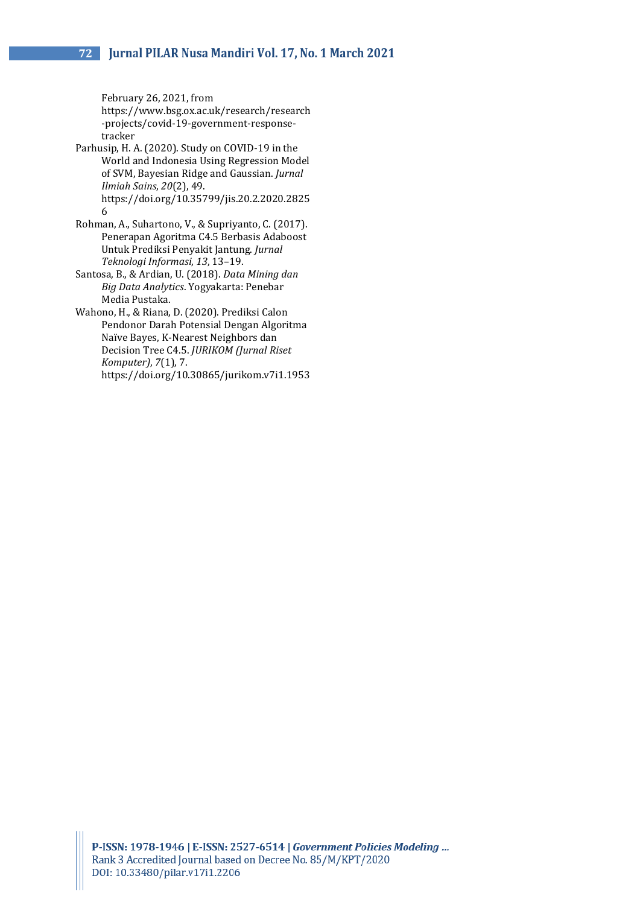February 26, 2021, from https://www.bsg.ox.ac.uk/research/research-projects/covid-19-government-response-tracker

Parhusip, H. A. (2020). Study on COVID-19 in the World and Indonesia Using Regression Model of SVM, Bayesian Ridge and Gaussian. *Jurnal Ilmiah Sains*, *20*(2), 49. https://doi.org/10.35799/jis.20.2.2020.28256

Rohman, A., Suhartono, V., & Supriyanto, C. (2017). Penerapan Agoritma C4.5 Berbasis Adaboost Untuk Prediksi Penyakit Jantung. *Jurnal Teknologi Informasi*, *13*, 13–19.

Santosa, B., & Ardian, U. (2018). *Data Mining dan Big Data Analytics*. Yogyakarta: Penebar Media Pustaka.

Wahono, H., & Riana, D. (2020). Prediksi Calon Pendonor Darah Potensial Dengan Algoritma Naïve Bayes, K-Nearest Neighbors dan Decision Tree C4.5. *JURIKOM (Jurnal Riset Komputer)*, *7*(1), 7. https://doi.org/10.30865/jurikom.v7i1.1953